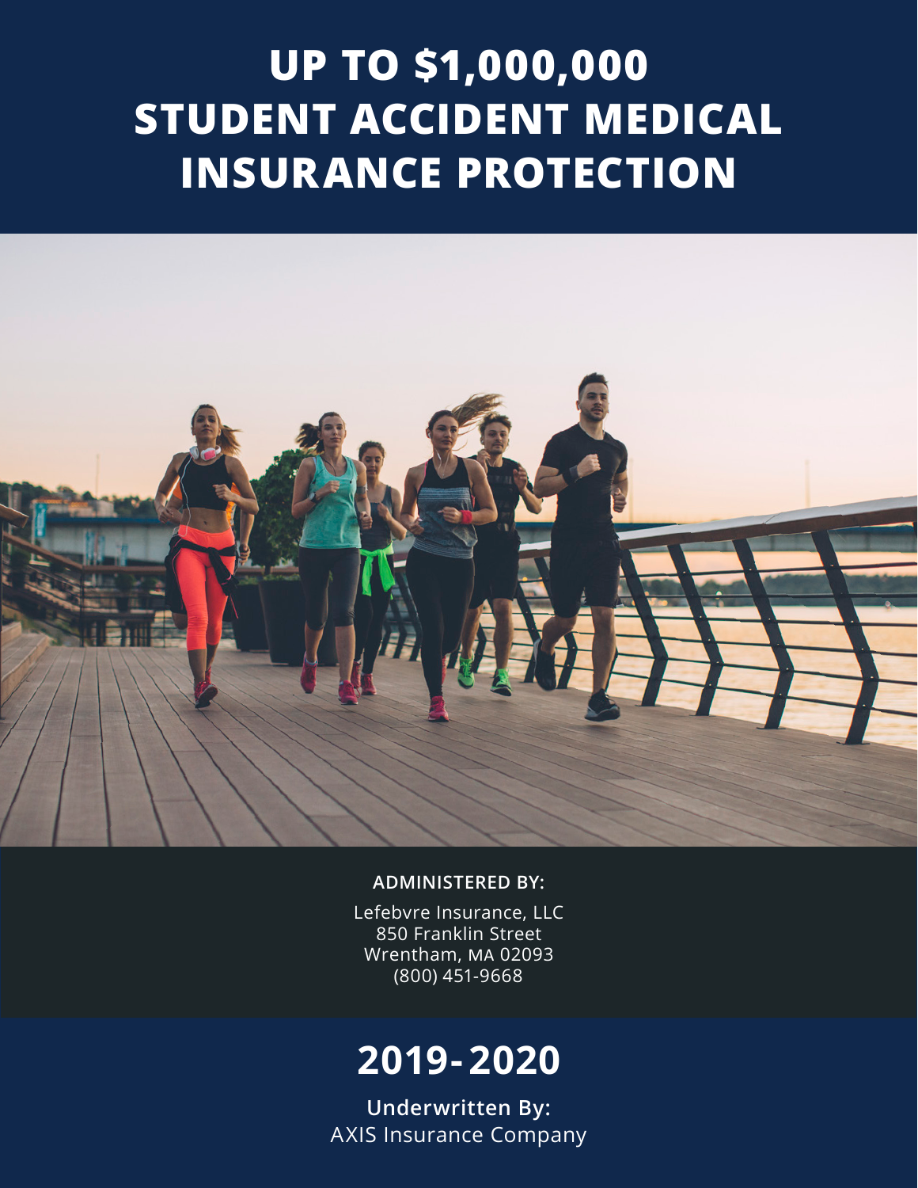# UP TO $1,000,000 STUDENT ACCIDENT MEDICAL INSURANCE PROTECTION

**ADMINISTERED BY:**

Lefebvre Insurance, LLC
850 Franklin Street
Wrentham, MA 02093
(800) 451-9668

## 2019-2020

**Underwritten By:**
AXIS Insurance Company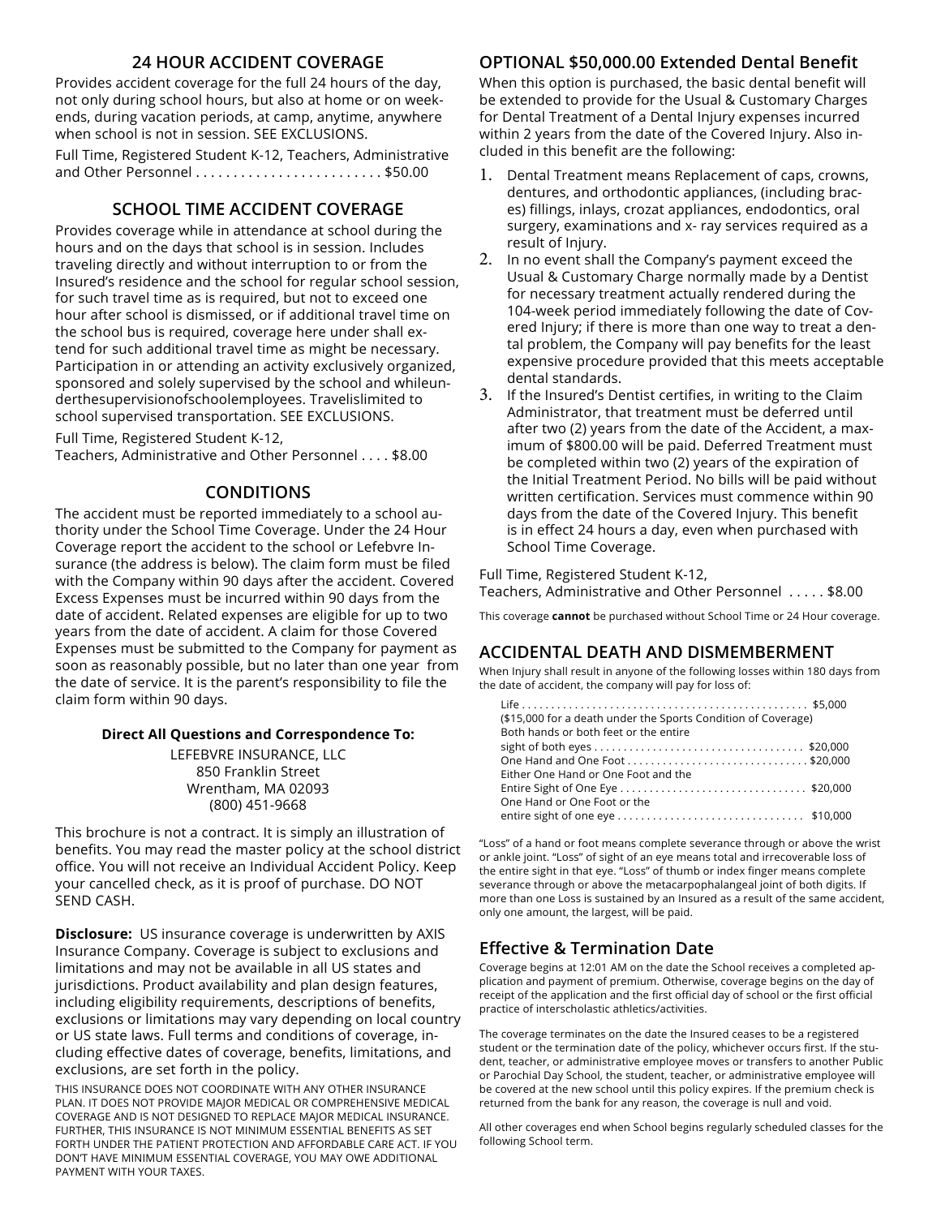## 24 HOUR ACCIDENT COVERAGE

Provides accident coverage for the full 24 hours of the day, not only during school hours, but also at home or on weekends, during vacation periods, at camp, anytime, anywhere when school is not in session. SEE EXCLUSIONS.

Full Time, Registered Student K-12, Teachers, Administrative and Other Personnel . . . . . . . . . . . . . . . . . . . . . . . . $50.00

## SCHOOL TIME ACCIDENT COVERAGE

Provides coverage while in attendance at school during the hours and on the days that school is in session. Includes traveling directly and without interruption to or from the Insured's residence and the school for regular school session, for such travel time as is required, but not to exceed one hour after school is dismissed, or if additional travel time on the school bus is required, coverage here under shall extend for such additional travel time as might be necessary. Participation in or attending an activity exclusively organized, sponsored and solely supervised by the school and whileunderthesupervisionofschoolemployees. Travelislimited to school supervised transportation. SEE EXCLUSIONS.

Full Time, Registered Student K-12,
Teachers, Administrative and Other Personnel . . . . $8.00

## CONDITIONS

The accident must be reported immediately to a school authority under the School Time Coverage. Under the 24 Hour Coverage report the accident to the school or Lefebvre Insurance (the address is below). The claim form must be filed with the Company within 90 days after the accident. Covered Excess Expenses must be incurred within 90 days from the date of accident. Related expenses are eligible for up to two years from the date of accident. A claim for those Covered Expenses must be submitted to the Company for payment as soon as reasonably possible, but no later than one year from the date of service. It is the parent's responsibility to file the claim form within 90 days.

**Direct All Questions and Correspondence To:**

LEFEBVRE INSURANCE, LLC
850 Franklin Street
Wrentham, MA 02093
(800) 451-9668

This brochure is not a contract. It is simply an illustration of benefits. You may read the master policy at the school district office. You will not receive an Individual Accident Policy. Keep your cancelled check, as it is proof of purchase. DO NOT SEND CASH.

**Disclosure:** US insurance coverage is underwritten by AXIS Insurance Company. Coverage is subject to exclusions and limitations and may not be available in all US states and jurisdictions. Product availability and plan design features, including eligibility requirements, descriptions of benefits, exclusions or limitations may vary depending on local country or US state laws. Full terms and conditions of coverage, including effective dates of coverage, benefits, limitations, and exclusions, are set forth in the policy.

THIS INSURANCE DOES NOT COORDINATE WITH ANY OTHER INSURANCE PLAN. IT DOES NOT PROVIDE MAJOR MEDICAL OR COMPREHENSIVE MEDICAL COVERAGE AND IS NOT DESIGNED TO REPLACE MAJOR MEDICAL INSURANCE. FURTHER, THIS INSURANCE IS NOT MINIMUM ESSENTIAL BENEFITS AS SET FORTH UNDER THE PATIENT PROTECTION AND AFFORDABLE CARE ACT. IF YOU DON'T HAVE MINIMUM ESSENTIAL COVERAGE, YOU MAY OWE ADDITIONAL PAYMENT WITH YOUR TAXES.

## OPTIONAL $50,000.00 Extended Dental Benefit

When this option is purchased, the basic dental benefit will be extended to provide for the Usual & Customary Charges for Dental Treatment of a Dental Injury expenses incurred within 2 years from the date of the Covered Injury. Also included in this benefit are the following:

1. Dental Treatment means Replacement of caps, crowns, dentures, and orthodontic appliances, (including braces) fillings, inlays, crozat appliances, endodontics, oral surgery, examinations and x- ray services required as a result of Injury.
2. In no event shall the Company's payment exceed the Usual & Customary Charge normally made by a Dentist for necessary treatment actually rendered during the 104-week period immediately following the date of Covered Injury; if there is more than one way to treat a dental problem, the Company will pay benefits for the least expensive procedure provided that this meets acceptable dental standards.
3. If the Insured's Dentist certifies, in writing to the Claim Administrator, that treatment must be deferred until after two (2) years from the date of the Accident, a maximum of $800.00 will be paid. Deferred Treatment must be completed within two (2) years of the expiration of the Initial Treatment Period. No bills will be paid without written certification. Services must commence within 90 days from the date of the Covered Injury. This benefit is in effect 24 hours a day, even when purchased with School Time Coverage.

Full Time, Registered Student K-12,
Teachers, Administrative and Other Personnel . . . . . $8.00

This coverage **cannot** be purchased without School Time or 24 Hour coverage.

## ACCIDENTAL DEATH AND DISMEMBERMENT

When Injury shall result in anyone of the following losses within 180 days from the date of accident, the company will pay for loss of:

Life . . . . . . . . . . . . . . . . . . . . . . . . . . . . . . . . . . . . . . . . . . . . . . . . . $5,000
($15,000 for a death under the Sports Condition of Coverage)
Both hands or both feet or the entire
sight of both eyes . . . . . . . . . . . . . . . . . . . . . . . . . . . . . . . . . . . $20,000
One Hand and One Foot . . . . . . . . . . . . . . . . . . . . . . . . . . . . . . $20,000
Either One Hand or One Foot and the
Entire Sight of One Eye . . . . . . . . . . . . . . . . . . . . . . . . . . . . . . . $20,000
One Hand or One Foot or the
entire sight of one eye . . . . . . . . . . . . . . . . . . . . . . . . . . . . . . . $10,000

"Loss" of a hand or foot means complete severance through or above the wrist or ankle joint. "Loss" of sight of an eye means total and irrecoverable loss of the entire sight in that eye. "Loss" of thumb or index finger means complete severance through or above the metacarpophalangeal joint of both digits. If more than one Loss is sustained by an Insured as a result of the same accident, only one amount, the largest, will be paid.

## Effective & Termination Date

Coverage begins at 12:01 AM on the date the School receives a completed application and payment of premium. Otherwise, coverage begins on the day of receipt of the application and the first official day of school or the first official practice of interscholastic athletics/activities.

The coverage terminates on the date the Insured ceases to be a registered student or the termination date of the policy, whichever occurs first. If the student, teacher, or administrative employee moves or transfers to another Public or Parochial Day School, the student, teacher, or administrative employee will be covered at the new school until this policy expires. If the premium check is returned from the bank for any reason, the coverage is null and void.

All other coverages end when School begins regularly scheduled classes for the following School term.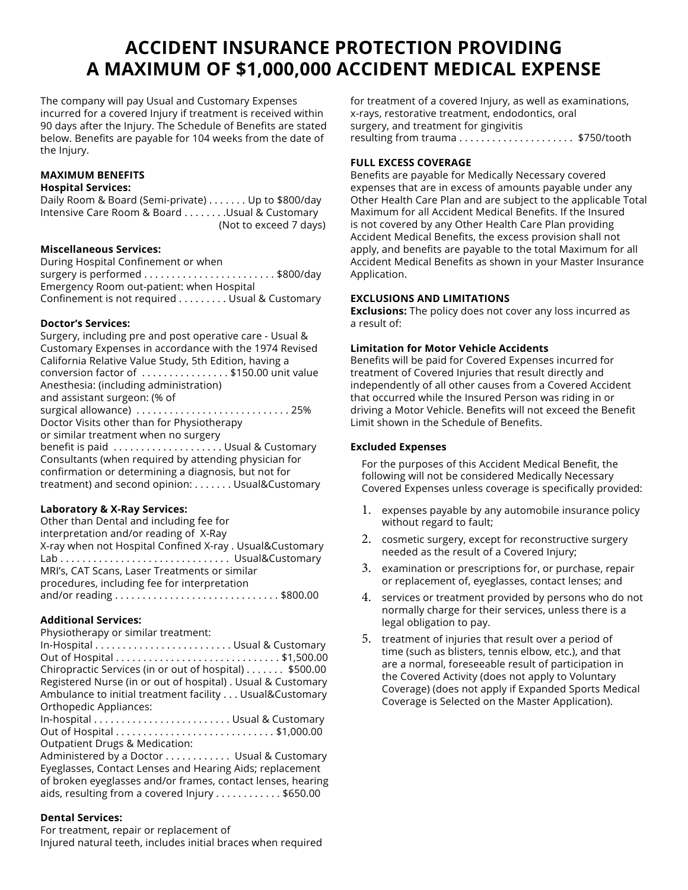# ACCIDENT INSURANCE PROTECTION PROVIDING A MAXIMUM OF $1,000,000 ACCIDENT MEDICAL EXPENSE

The company will pay Usual and Customary Expenses incurred for a covered Injury if treatment is received within 90 days after the Injury. The Schedule of Benefits are stated below. Benefits are payable for 104 weeks from the date of the Injury.

**MAXIMUM BENEFITS**

**Hospital Services:**

Daily Room & Board (Semi-private) . . . . . . . Up to $800/day
Intensive Care Room & Board . . . . . . . .Usual & Customary (Not to exceed 7 days)

**Miscellaneous Services:**

During Hospital Confinement or when surgery is performed . . . . . . . . . . . . . . . . . . . . . . . . $800/day
Emergency Room out-patient: when Hospital Confinement is not required . . . . . . . . . Usual & Customary

**Doctor's Services:**

Surgery, including pre and post operative care - Usual & Customary Expenses in accordance with the 1974 Revised California Relative Value Study, 5th Edition, having a conversion factor of . . . . . . . . . . . . . . . . $150.00 unit value
Anesthesia: (including administration) and assistant surgeon: (% of surgical allowance) . . . . . . . . . . . . . . . . . . . . . . . . . . . . 25%
Doctor Visits other than for Physiotherapy or similar treatment when no surgery benefit is paid . . . . . . . . . . . . . . . . . . . . Usual & Customary
Consultants (when required by attending physician for confirmation or determining a diagnosis, but not for treatment) and second opinion: . . . . . . . Usual&Customary

**Laboratory & X-Ray Services:**

Other than Dental and including fee for interpretation and/or reading of X-Ray
X-ray when not Hospital Confined X-ray . Usual&Customary
Lab . . . . . . . . . . . . . . . . . . . . . . . . . . . . . . . Usual&Customary
MRI's, CAT Scans, Laser Treatments or similar procedures, including fee for interpretation and/or reading . . . . . . . . . . . . . . . . . . . . . . . . . . . . . . $800.00

**Additional Services:**

Physiotherapy or similar treatment:
In-Hospital . . . . . . . . . . . . . . . . . . . . . . . . . Usual & Customary
Out of Hospital . . . . . . . . . . . . . . . . . . . . . . . . . . . . . $1,500.00
Chiropractic Services (in or out of hospital) . . . . . . . $500.00
Registered Nurse (in or out of hospital) . Usual & Customary
Ambulance to initial treatment facility . . . Usual&Customary
Orthopedic Appliances:
In-hospital . . . . . . . . . . . . . . . . . . . . . . . . . Usual & Customary
Out of Hospital . . . . . . . . . . . . . . . . . . . . . . . . . . . . $1,000.00
Outpatient Drugs & Medication:
Administered by a Doctor . . . . . . . . . . . . Usual & Customary
Eyeglasses, Contact Lenses and Hearing Aids; replacement of broken eyeglasses and/or frames, contact lenses, hearing aids, resulting from a covered Injury . . . . . . . . . . . . $650.00

**Dental Services:**

For treatment, repair or replacement of Injured natural teeth, includes initial braces when required for treatment of a covered Injury, as well as examinations, x-rays, restorative treatment, endodontics, oral surgery, and treatment for gingivitis resulting from trauma . . . . . . . . . . . . . . . . . . . . . $750/tooth

**FULL EXCESS COVERAGE**

Benefits are payable for Medically Necessary covered expenses that are in excess of amounts payable under any Other Health Care Plan and are subject to the applicable Total Maximum for all Accident Medical Benefits. If the Insured is not covered by any Other Health Care Plan providing Accident Medical Benefits, the excess provision shall not apply, and benefits are payable to the total Maximum for all Accident Medical Benefits as shown in your Master Insurance Application.

**EXCLUSIONS AND LIMITATIONS**

**Exclusions:** The policy does not cover any loss incurred as a result of:

**Limitation for Motor Vehicle Accidents**

Benefits will be paid for Covered Expenses incurred for treatment of Covered Injuries that result directly and independently of all other causes from a Covered Accident that occurred while the Insured Person was riding in or driving a Motor Vehicle. Benefits will not exceed the Benefit Limit shown in the Schedule of Benefits.

**Excluded Expenses**

For the purposes of this Accident Medical Benefit, the following will not be considered Medically Necessary Covered Expenses unless coverage is specifically provided:

1. expenses payable by any automobile insurance policy without regard to fault;
2. cosmetic surgery, except for reconstructive surgery needed as the result of a Covered Injury;
3. examination or prescriptions for, or purchase, repair or replacement of, eyeglasses, contact lenses; and
4. services or treatment provided by persons who do not normally charge for their services, unless there is a legal obligation to pay.
5. treatment of injuries that result over a period of time (such as blisters, tennis elbow, etc.), and that are a normal, foreseeable result of participation in the Covered Activity (does not apply to Voluntary Coverage) (does not apply if Expanded Sports Medical Coverage is Selected on the Master Application).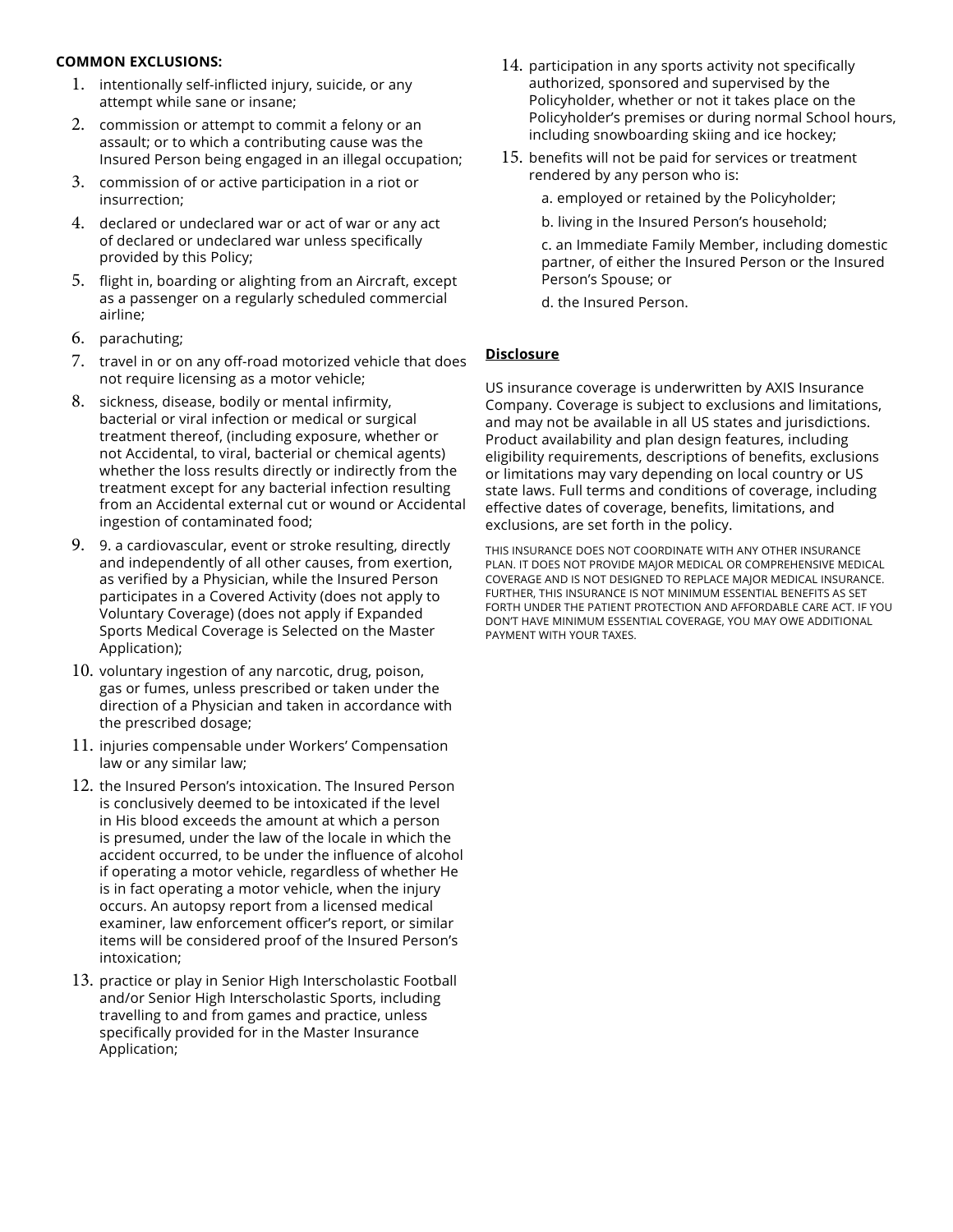**COMMON EXCLUSIONS:**

1. intentionally self-inflicted injury, suicide, or any attempt while sane or insane;
2. commission or attempt to commit a felony or an assault; or to which a contributing cause was the Insured Person being engaged in an illegal occupation;
3. commission of or active participation in a riot or insurrection;
4. declared or undeclared war or act of war or any act of declared or undeclared war unless specifically provided by this Policy;
5. flight in, boarding or alighting from an Aircraft, except as a passenger on a regularly scheduled commercial airline;
6. parachuting;
7. travel in or on any off-road motorized vehicle that does not require licensing as a motor vehicle;
8. sickness, disease, bodily or mental infirmity, bacterial or viral infection or medical or surgical treatment thereof, (including exposure, whether or not Accidental, to viral, bacterial or chemical agents) whether the loss results directly or indirectly from the treatment except for any bacterial infection resulting from an Accidental external cut or wound or Accidental ingestion of contaminated food;
9. 9. a cardiovascular, event or stroke resulting, directly and independently of all other causes, from exertion, as verified by a Physician, while the Insured Person participates in a Covered Activity (does not apply to Voluntary Coverage) (does not apply if Expanded Sports Medical Coverage is Selected on the Master Application);
10. voluntary ingestion of any narcotic, drug, poison, gas or fumes, unless prescribed or taken under the direction of a Physician and taken in accordance with the prescribed dosage;
11. injuries compensable under Workers' Compensation law or any similar law;
12. the Insured Person's intoxication. The Insured Person is conclusively deemed to be intoxicated if the level in His blood exceeds the amount at which a person is presumed, under the law of the locale in which the accident occurred, to be under the influence of alcohol if operating a motor vehicle, regardless of whether He is in fact operating a motor vehicle, when the injury occurs. An autopsy report from a licensed medical examiner, law enforcement officer's report, or similar items will be considered proof of the Insured Person's intoxication;
13. practice or play in Senior High Interscholastic Football and/or Senior High Interscholastic Sports, including travelling to and from games and practice, unless specifically provided for in the Master Insurance Application;
14. participation in any sports activity not specifically authorized, sponsored and supervised by the Policyholder, whether or not it takes place on the Policyholder's premises or during normal School hours, including snowboarding skiing and ice hockey;
15. benefits will not be paid for services or treatment rendered by any person who is:

    a. employed or retained by the Policyholder;

    b. living in the Insured Person's household;

    c. an Immediate Family Member, including domestic partner, of either the Insured Person or the Insured Person's Spouse; or

    d. the Insured Person.

**<u>Disclosure</u>**

US insurance coverage is underwritten by AXIS Insurance Company. Coverage is subject to exclusions and limitations, and may not be available in all US states and jurisdictions. Product availability and plan design features, including eligibility requirements, descriptions of benefits, exclusions or limitations may vary depending on local country or US state laws. Full terms and conditions of coverage, including effective dates of coverage, benefits, limitations, and exclusions, are set forth in the policy.

THIS INSURANCE DOES NOT COORDINATE WITH ANY OTHER INSURANCE PLAN. IT DOES NOT PROVIDE MAJOR MEDICAL OR COMPREHENSIVE MEDICAL COVERAGE AND IS NOT DESIGNED TO REPLACE MAJOR MEDICAL INSURANCE. FURTHER, THIS INSURANCE IS NOT MINIMUM ESSENTIAL BENEFITS AS SET FORTH UNDER THE PATIENT PROTECTION AND AFFORDABLE CARE ACT. IF YOU DON'T HAVE MINIMUM ESSENTIAL COVERAGE, YOU MAY OWE ADDITIONAL PAYMENT WITH YOUR TAXES.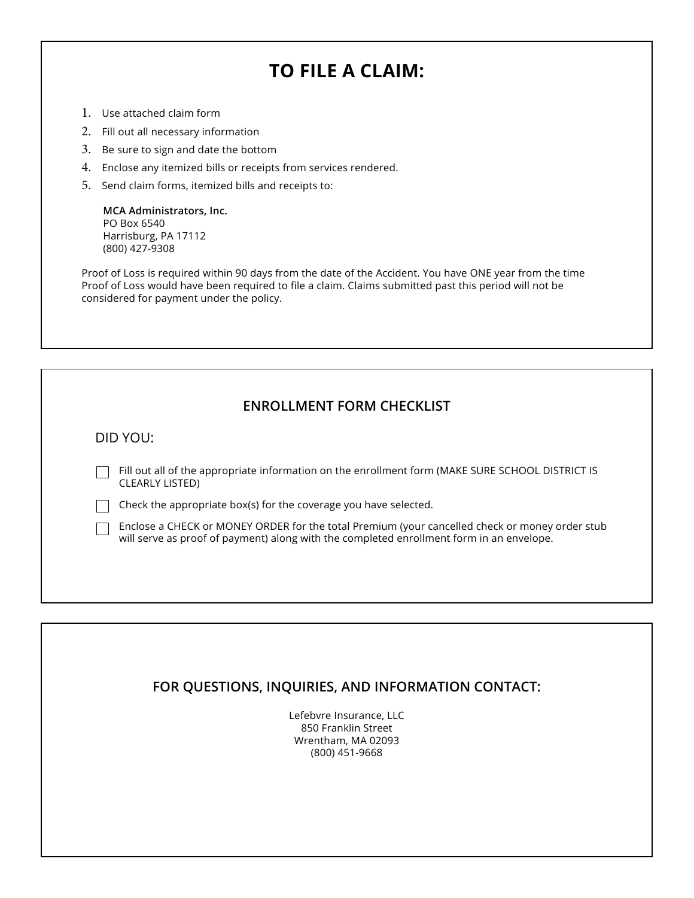# TO FILE A CLAIM:

1. Use attached claim form
2. Fill out all necessary information
3. Be sure to sign and date the bottom
4. Enclose any itemized bills or receipts from services rendered.
5. Send claim forms, itemized bills and receipts to:

   **MCA Administrators, Inc.**
   PO Box 6540
   Harrisburg, PA 17112
   (800) 427-9308

Proof of Loss is required within 90 days from the date of the Accident. You have ONE year from the time Proof of Loss would have been required to file a claim. Claims submitted past this period will not be considered for payment under the policy.

## ENROLLMENT FORM CHECKLIST

DID YOU:

- ☐ Fill out all of the appropriate information on the enrollment form (MAKE SURE SCHOOL DISTRICT IS CLEARLY LISTED)
- ☐ Check the appropriate box(s) for the coverage you have selected.
- ☐ Enclose a CHECK or MONEY ORDER for the total Premium (your cancelled check or money order stub will serve as proof of payment) along with the completed enrollment form in an envelope.

## FOR QUESTIONS, INQUIRIES, AND INFORMATION CONTACT:

Lefebvre Insurance, LLC
850 Franklin Street
Wrentham, MA 02093
(800) 451-9668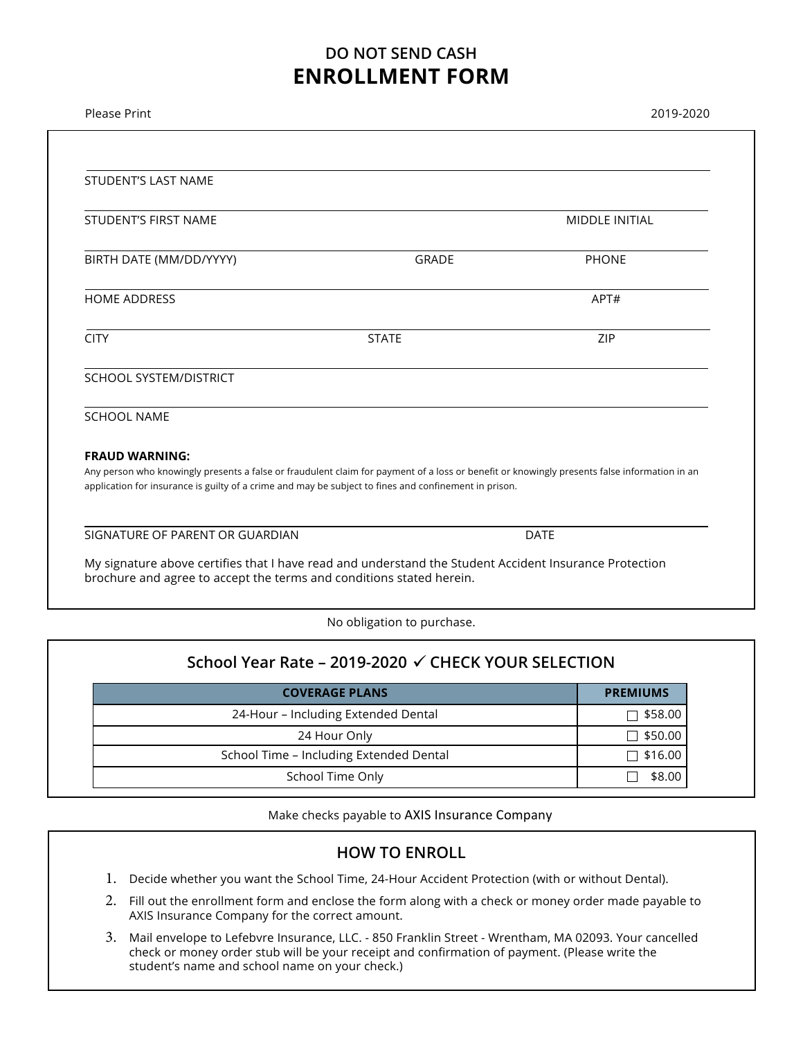# DO NOT SEND CASH

# ENROLLMENT FORM

Please Print

2019-2020

STUDENT'S LAST NAME

STUDENT'S FIRST NAME | MIDDLE INITIAL

BIRTH DATE (MM/DD/YYYY) | GRADE | PHONE

HOME ADDRESS | APT#

CITY | STATE | ZIP

SCHOOL SYSTEM/DISTRICT

SCHOOL NAME

**FRAUD WARNING:**

Any person who knowingly presents a false or fraudulent claim for payment of a loss or benefit or knowingly presents false information in an application for insurance is guilty of a crime and may be subject to fines and confinement in prison.

SIGNATURE OF PARENT OR GUARDIAN | DATE

My signature above certifies that I have read and understand the Student Accident Insurance Protection brochure and agree to accept the terms and conditions stated herein.

No obligation to purchase.

## School Year Rate – 2019-2020 ✓ CHECK YOUR SELECTION

| COVERAGE PLANS | PREMIUMS |
|---|---|
| 24-Hour – Including Extended Dental | ☐ $58.00 |
| 24 Hour Only | ☐ $50.00 |
| School Time – Including Extended Dental | ☐ $16.00 |
| School Time Only | ☐ $8.00 |

Make checks payable to AXIS Insurance Company

## HOW TO ENROLL

1. Decide whether you want the School Time, 24-Hour Accident Protection (with or without Dental).
2. Fill out the enrollment form and enclose the form along with a check or money order made payable to AXIS Insurance Company for the correct amount.
3. Mail envelope to Lefebvre Insurance, LLC. - 850 Franklin Street - Wrentham, MA 02093. Your cancelled check or money order stub will be your receipt and confirmation of payment. (Please write the student's name and school name on your check.)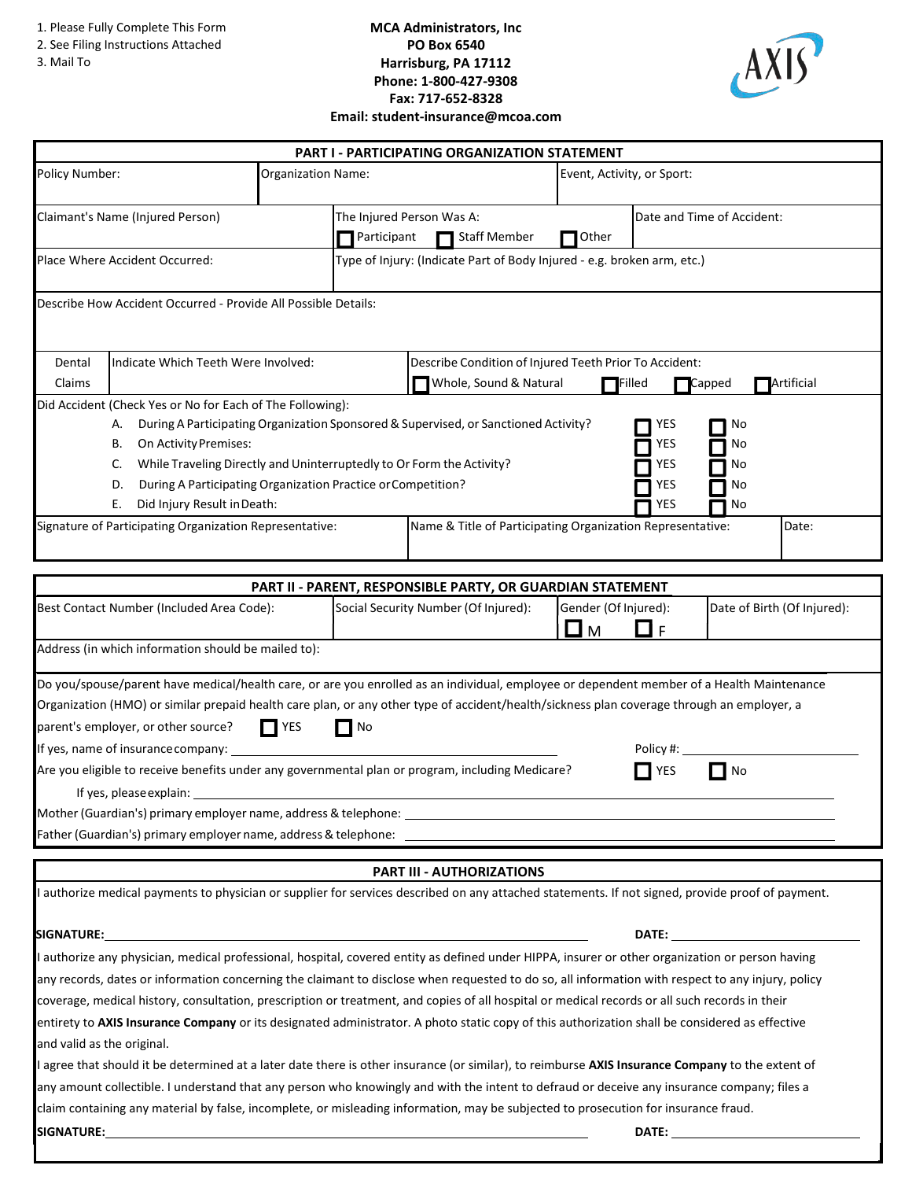1. Please Fully Complete This Form
2. See Filing Instructions Attached
3. Mail To

**MCA Administrators, Inc**
**PO Box 6540**
**Harrisburg, PA 17112**
**Phone: 1-800-427-9308**
**Fax: 717-652-8328**
**Email: student-insurance@mcoa.com**

AXIS

## PART I - PARTICIPATING ORGANIZATION STATEMENT

| Policy Number: | Organization Name: | Event, Activity, or Sport: |
|---|---|---|
| Claimant's Name (Injured Person) | The Injured Person Was A: ☐ Participant ☐ Staff Member ☐ Other | Date and Time of Accident: |
| Place Where Accident Occurred: | Type of Injury: (Indicate Part of Body Injured - e.g. broken arm, etc.) | |

Describe How Accident Occurred - Provide All Possible Details:

| Dental Claims | Indicate Which Teeth Were Involved: | Describe Condition of Injured Teeth Prior To Accident: ☐ Whole, Sound & Natural ☐ Filled ☐ Capped ☐ Artificial |
|---|---|---|

Did Accident (Check Yes or No for Each of The Following):

- A. During A Participating Organization Sponsored & Supervised, or Sanctioned Activity? ☐ YES ☐ No
- B. On Activity Premises: ☐ YES ☐ No
- C. While Traveling Directly and Uninterruptedly to Or Form the Activity? ☐ YES ☐ No
- D. During A Participating Organization Practice or Competition? ☐ YES ☐ No
- E. Did Injury Result in Death: ☐ YES ☐ No

| Signature of Participating Organization Representative: | Name & Title of Participating Organization Representative: | Date: |
|---|---|---|

## PART II - PARENT, RESPONSIBLE PARTY, OR GUARDIAN STATEMENT

| Best Contact Number (Included Area Code): | Social Security Number (Of Injured): | Gender (Of Injured): ☐ M ☐ F | Date of Birth (Of Injured): |
|---|---|---|---|

Address (in which information should be mailed to):

Do you/spouse/parent have medical/health care, or are you enrolled as an individual, employee or dependent member of a Health Maintenance Organization (HMO) or similar prepaid health care plan, or any other type of accident/health/sickness plan coverage through an employer, a parent's employer, or other source? ☐ YES ☐ No

If yes, name of insurance company: ______________________ Policy #: ______________

Are you eligible to receive benefits under any governmental plan or program, including Medicare? ☐ YES ☐ No

If yes, please explain: ______________________

Mother (Guardian's) primary employer name, address & telephone: ______________________

Father (Guardian's) primary employer name, address & telephone: ______________________

## PART III - AUTHORIZATIONS

I authorize medical payments to physician or supplier for services described on any attached statements. If not signed, provide proof of payment.

**SIGNATURE:** ______________________ **DATE:** ______________

I authorize any physician, medical professional, hospital, covered entity as defined under HIPPA, insurer or other organization or person having any records, dates or information concerning the claimant to disclose when requested to do so, all information with respect to any injury, policy coverage, medical history, consultation, prescription or treatment, and copies of all hospital or medical records or all such records in their entirety to **AXIS Insurance Company** or its designated administrator. A photo static copy of this authorization shall be considered as effective and valid as the original.

I agree that should it be determined at a later date there is other insurance (or similar), to reimburse **AXIS Insurance Company** to the extent of any amount collectible. I understand that any person who knowingly and with the intent to defraud or deceive any insurance company; files a claim containing any material by false, incomplete, or misleading information, may be subjected to prosecution for insurance fraud.

**SIGNATURE:** ______________________ **DATE:** ______________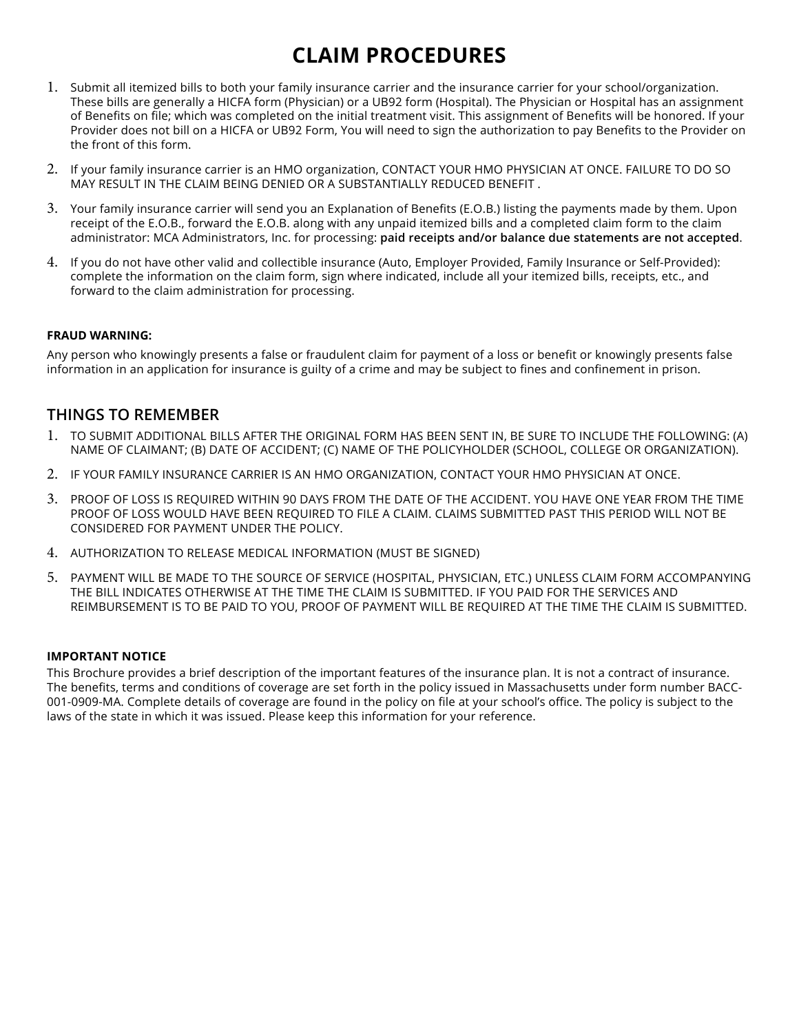# CLAIM PROCEDURES

1. Submit all itemized bills to both your family insurance carrier and the insurance carrier for your school/organization. These bills are generally a HICFA form (Physician) or a UB92 form (Hospital). The Physician or Hospital has an assignment of Benefits on file; which was completed on the initial treatment visit. This assignment of Benefits will be honored. If your Provider does not bill on a HICFA or UB92 Form, You will need to sign the authorization to pay Benefits to the Provider on the front of this form.
2. If your family insurance carrier is an HMO organization, CONTACT YOUR HMO PHYSICIAN AT ONCE. FAILURE TO DO SO MAY RESULT IN THE CLAIM BEING DENIED OR A SUBSTANTIALLY REDUCED BENEFIT .
3. Your family insurance carrier will send you an Explanation of Benefits (E.O.B.) listing the payments made by them. Upon receipt of the E.O.B., forward the E.O.B. along with any unpaid itemized bills and a completed claim form to the claim administrator: MCA Administrators, Inc. for processing: **paid receipts and/or balance due statements are not accepted**.
4. If you do not have other valid and collectible insurance (Auto, Employer Provided, Family Insurance or Self-Provided): complete the information on the claim form, sign where indicated, include all your itemized bills, receipts, etc., and forward to the claim administration for processing.

**FRAUD WARNING:**

Any person who knowingly presents a false or fraudulent claim for payment of a loss or benefit or knowingly presents false information in an application for insurance is guilty of a crime and may be subject to fines and confinement in prison.

## THINGS TO REMEMBER

1. TO SUBMIT ADDITIONAL BILLS AFTER THE ORIGINAL FORM HAS BEEN SENT IN, BE SURE TO INCLUDE THE FOLLOWING: (A) NAME OF CLAIMANT; (B) DATE OF ACCIDENT; (C) NAME OF THE POLICYHOLDER (SCHOOL, COLLEGE OR ORGANIZATION).
2. IF YOUR FAMILY INSURANCE CARRIER IS AN HMO ORGANIZATION, CONTACT YOUR HMO PHYSICIAN AT ONCE.
3. PROOF OF LOSS IS REQUIRED WITHIN 90 DAYS FROM THE DATE OF THE ACCIDENT. YOU HAVE ONE YEAR FROM THE TIME PROOF OF LOSS WOULD HAVE BEEN REQUIRED TO FILE A CLAIM. CLAIMS SUBMITTED PAST THIS PERIOD WILL NOT BE CONSIDERED FOR PAYMENT UNDER THE POLICY.
4. AUTHORIZATION TO RELEASE MEDICAL INFORMATION (MUST BE SIGNED)
5. PAYMENT WILL BE MADE TO THE SOURCE OF SERVICE (HOSPITAL, PHYSICIAN, ETC.) UNLESS CLAIM FORM ACCOMPANYING THE BILL INDICATES OTHERWISE AT THE TIME THE CLAIM IS SUBMITTED. IF YOU PAID FOR THE SERVICES AND REIMBURSEMENT IS TO BE PAID TO YOU, PROOF OF PAYMENT WILL BE REQUIRED AT THE TIME THE CLAIM IS SUBMITTED.

**IMPORTANT NOTICE**

This Brochure provides a brief description of the important features of the insurance plan. It is not a contract of insurance. The benefits, terms and conditions of coverage are set forth in the policy issued in Massachusetts under form number BACC-001-0909-MA. Complete details of coverage are found in the policy on file at your school's office. The policy is subject to the laws of the state in which it was issued. Please keep this information for your reference.